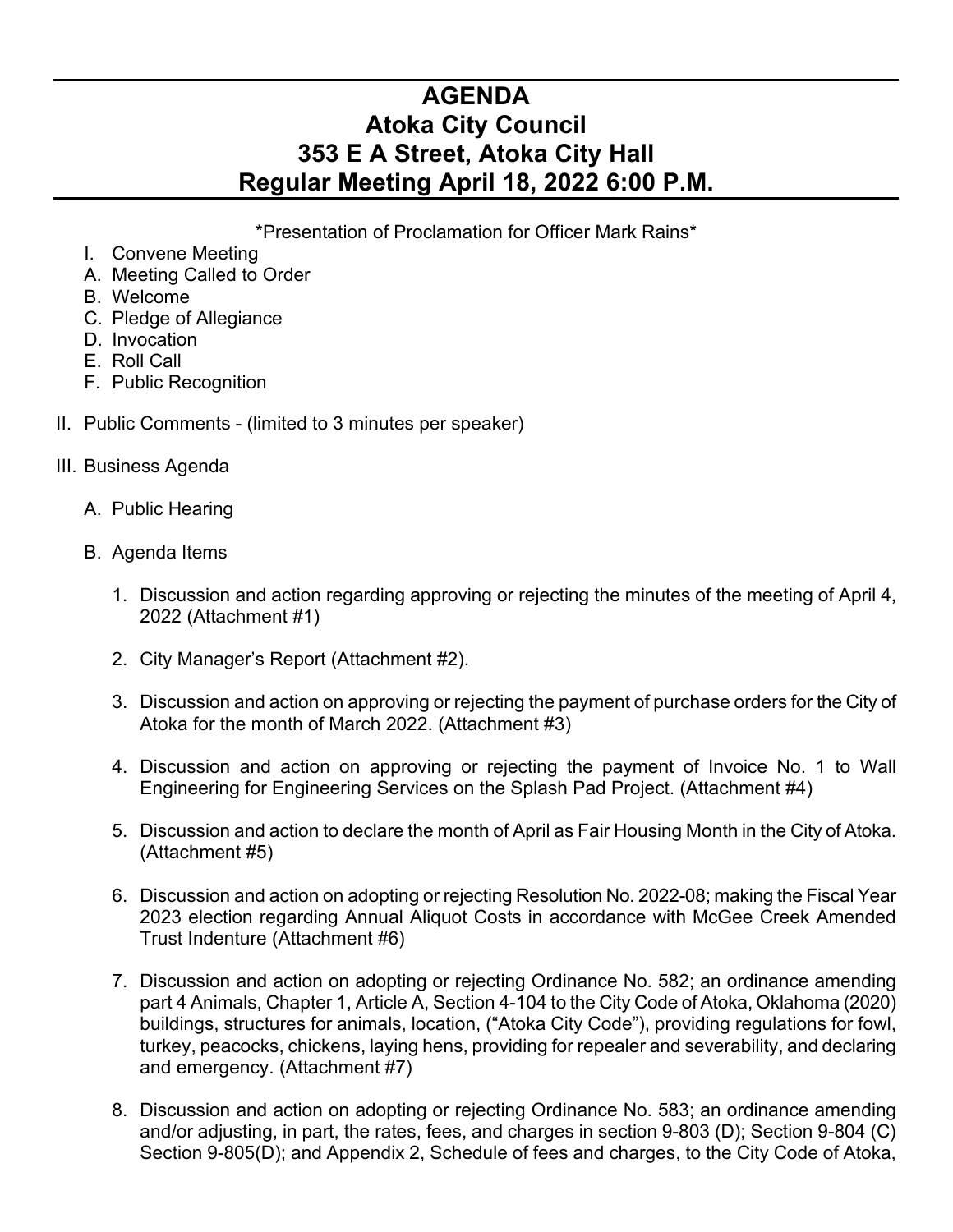# AGENDA
# Atoka City Council
# 353 E A Street, Atoka City Hall
# Regular Meeting April 18, 2022 6:00 P.M.

\*Presentation of Proclamation for Officer Mark Rains\*

I. Convene Meeting

A. Meeting Called to Order

B. Welcome

C. Pledge of Allegiance

D. Invocation

E. Roll Call

F. Public Recognition

II. Public Comments - (limited to 3 minutes per speaker)

III. Business Agenda

A. Public Hearing

B. Agenda Items

1. Discussion and action regarding approving or rejecting the minutes of the meeting of April 4, 2022 (Attachment #1)

2. City Manager's Report (Attachment #2).

3. Discussion and action on approving or rejecting the payment of purchase orders for the City of Atoka for the month of March 2022. (Attachment #3)

4. Discussion and action on approving or rejecting the payment of Invoice No. 1 to Wall Engineering for Engineering Services on the Splash Pad Project. (Attachment #4)

5. Discussion and action to declare the month of April as Fair Housing Month in the City of Atoka. (Attachment #5)

6. Discussion and action on adopting or rejecting Resolution No. 2022-08; making the Fiscal Year 2023 election regarding Annual Aliquot Costs in accordance with McGee Creek Amended Trust Indenture (Attachment #6)

7. Discussion and action on adopting or rejecting Ordinance No. 582; an ordinance amending part 4 Animals, Chapter 1, Article A, Section 4-104 to the City Code of Atoka, Oklahoma (2020) buildings, structures for animals, location, ("Atoka City Code"), providing regulations for fowl, turkey, peacocks, chickens, laying hens, providing for repealer and severability, and declaring and emergency. (Attachment #7)

8. Discussion and action on adopting or rejecting Ordinance No. 583; an ordinance amending and/or adjusting, in part, the rates, fees, and charges in section 9-803 (D); Section 9-804 (C) Section 9-805(D); and Appendix 2, Schedule of fees and charges, to the City Code of Atoka,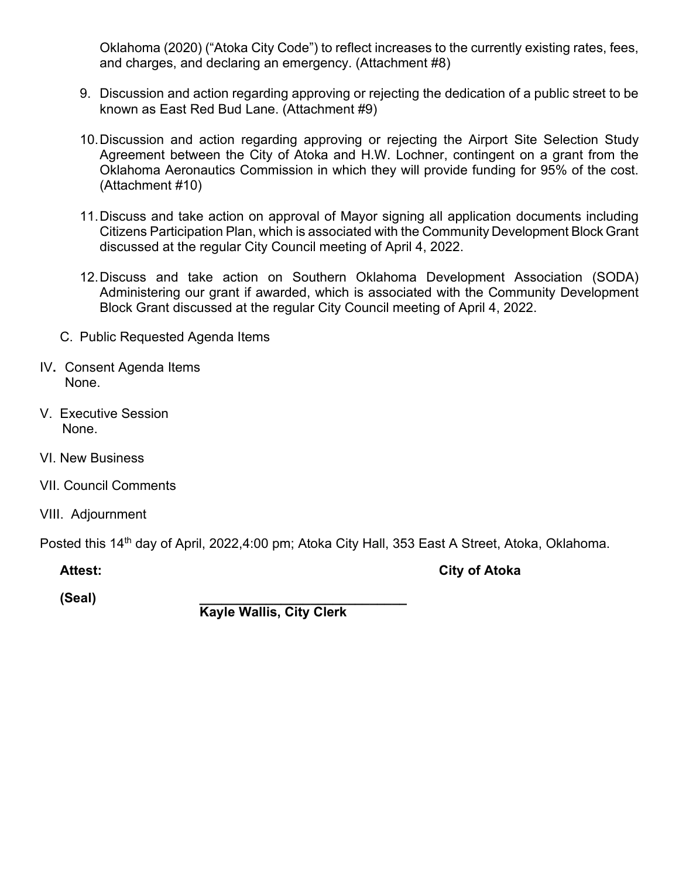Oklahoma (2020) ("Atoka City Code") to reflect increases to the currently existing rates, fees, and charges, and declaring an emergency. (Attachment #8)

9. Discussion and action regarding approving or rejecting the dedication of a public street to be known as East Red Bud Lane. (Attachment #9)

10. Discussion and action regarding approving or rejecting the Airport Site Selection Study Agreement between the City of Atoka and H.W. Lochner, contingent on a grant from the Oklahoma Aeronautics Commission in which they will provide funding for 95% of the cost. (Attachment #10)

11. Discuss and take action on approval of Mayor signing all application documents including Citizens Participation Plan, which is associated with the Community Development Block Grant discussed at the regular City Council meeting of April 4, 2022.

12. Discuss and take action on Southern Oklahoma Development Association (SODA) Administering our grant if awarded, which is associated with the Community Development Block Grant discussed at the regular City Council meeting of April 4, 2022.

C. Public Requested Agenda Items

IV. Consent Agenda Items
None.

V. Executive Session
None.

VI. New Business

VII. Council Comments

VIII. Adjournment

Posted this 14th day of April, 2022,4:00 pm; Atoka City Hall, 353 East A Street, Atoka, Oklahoma.

**Attest:** **City of Atoka**

**(Seal)** \_\_\_\_\_\_\_\_\_\_\_\_\_\_\_\_\_\_\_\_\_\_\_\_\_\_\_\_\_\_
**Kayle Wallis, City Clerk**